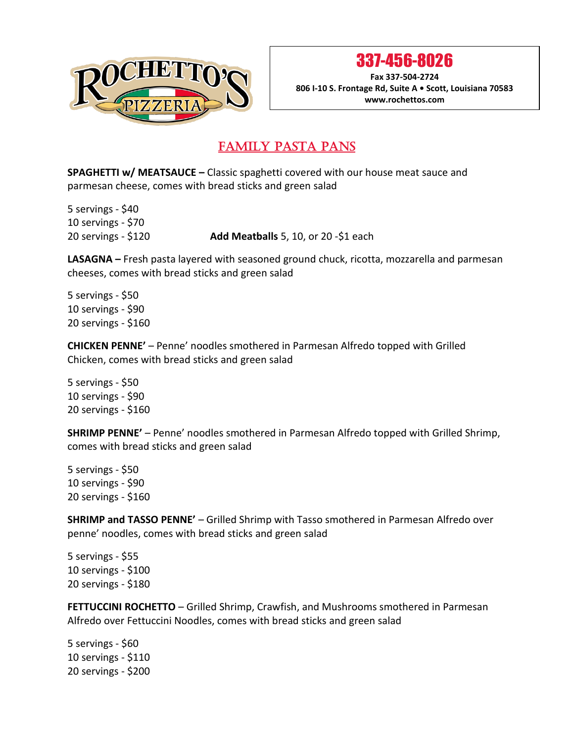# ROCHETTO'S PIZZERIA

**337-456-8026**

**Fax 337-504-2724**
**806 I-10 S. Frontage Rd, Suite A • Scott, Louisiana 70583**
**www.rochettos.com**

## FAMILY PASTA PANS

**SPAGHETTI w/ MEATSAUCE –** Classic spaghetti covered with our house meat sauce and parmesan cheese, comes with bread sticks and green salad

5 servings - $40
10 servings - $70
20 servings - $120

**Add Meatballs** 5, 10, or 20 -$1 each

**LASAGNA –** Fresh pasta layered with seasoned ground chuck, ricotta, mozzarella and parmesan cheeses, comes with bread sticks and green salad

5 servings - $50
10 servings - $90
20 servings - $160

**CHICKEN PENNE'** – Penne' noodles smothered in Parmesan Alfredo topped with Grilled Chicken, comes with bread sticks and green salad

5 servings - $50
10 servings - $90
20 servings - $160

**SHRIMP PENNE'** – Penne' noodles smothered in Parmesan Alfredo topped with Grilled Shrimp, comes with bread sticks and green salad

5 servings - $50
10 servings - $90
20 servings - $160

**SHRIMP and TASSO PENNE'** – Grilled Shrimp with Tasso smothered in Parmesan Alfredo over penne' noodles, comes with bread sticks and green salad

5 servings - $55
10 servings - $100
20 servings - $180

**FETTUCCINI ROCHETTO** – Grilled Shrimp, Crawfish, and Mushrooms smothered in Parmesan Alfredo over Fettuccini Noodles, comes with bread sticks and green salad

5 servings - $60
10 servings - $110
20 servings - $200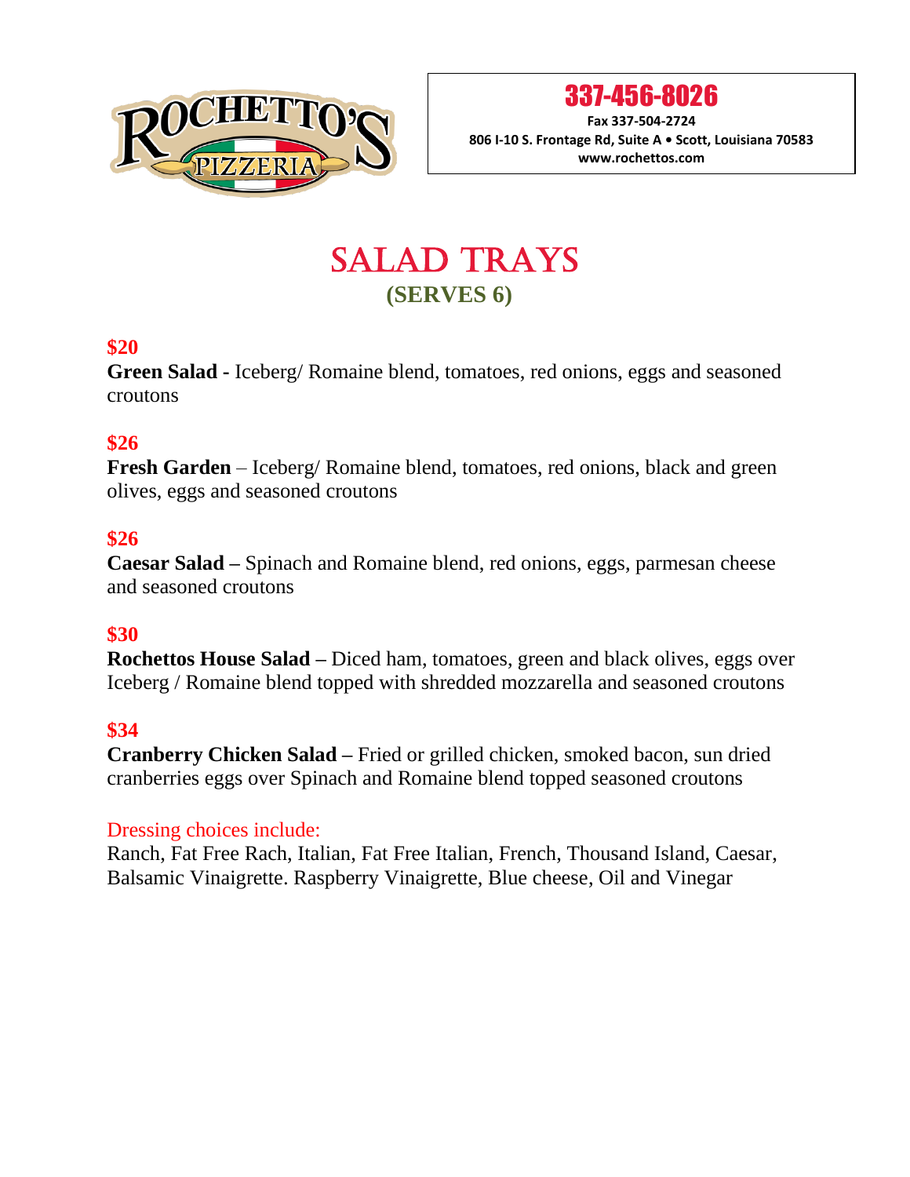337-456-8026

Fax 337-504-2724

806 I-10 S. Frontage Rd, Suite A • Scott, Louisiana 70583

www.rochettos.com

# SALAD TRAYS

## (SERVES 6)

**$20**

**Green Salad -** Iceberg/ Romaine blend, tomatoes, red onions, eggs and seasoned croutons

**$26**

**Fresh Garden** – Iceberg/ Romaine blend, tomatoes, red onions, black and green olives, eggs and seasoned croutons

**$26**

**Caesar Salad –** Spinach and Romaine blend, red onions, eggs, parmesan cheese and seasoned croutons

**$30**

**Rochettos House Salad –** Diced ham, tomatoes, green and black olives, eggs over Iceberg / Romaine blend topped with shredded mozzarella and seasoned croutons

**$34**

**Cranberry Chicken Salad –** Fried or grilled chicken, smoked bacon, sun dried cranberries eggs over Spinach and Romaine blend topped seasoned croutons

Dressing choices include:

Ranch, Fat Free Rach, Italian, Fat Free Italian, French, Thousand Island, Caesar, Balsamic Vinaigrette. Raspberry Vinaigrette, Blue cheese, Oil and Vinegar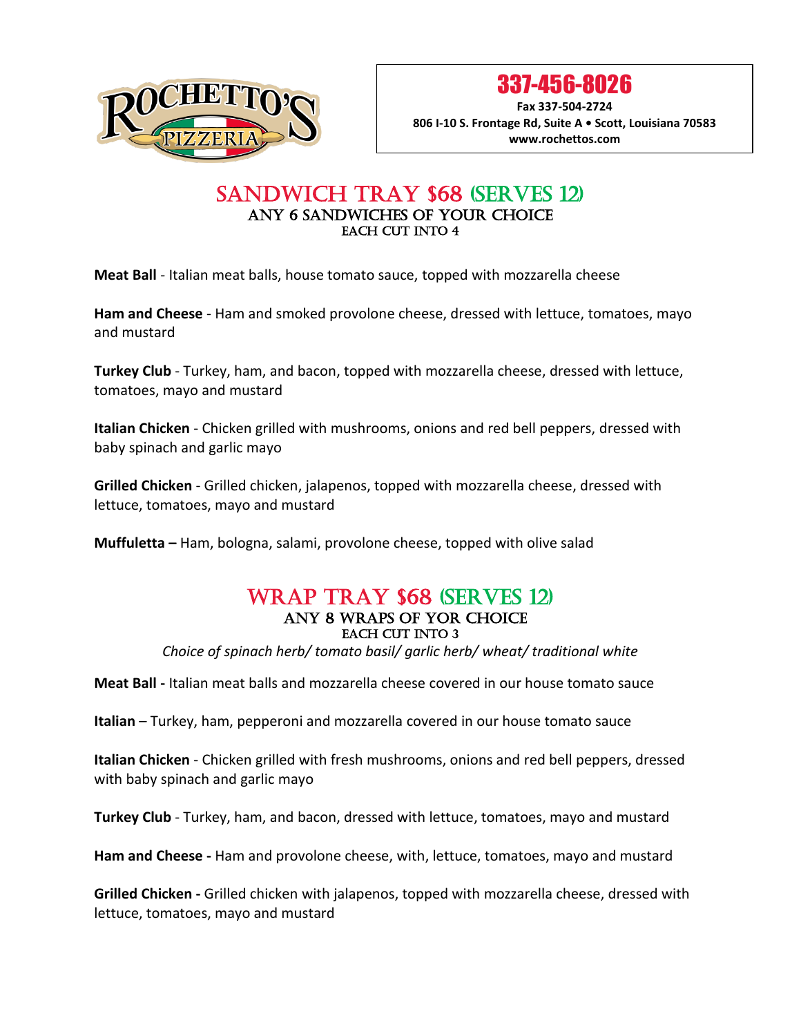**337-456-8026**

**Fax 337-504-2724**
**806 I-10 S. Frontage Rd, Suite A • Scott, Louisiana 70583**
**www.rochettos.com**

# SANDWICH TRAY $68 (SERVES 12)

### ANY 6 SANDWICHES OF YOUR CHOICE

EACH CUT INTO 4

**Meat Ball** - Italian meat balls, house tomato sauce, topped with mozzarella cheese

**Ham and Cheese** - Ham and smoked provolone cheese, dressed with lettuce, tomatoes, mayo and mustard

**Turkey Club** - Turkey, ham, and bacon, topped with mozzarella cheese, dressed with lettuce, tomatoes, mayo and mustard

**Italian Chicken** - Chicken grilled with mushrooms, onions and red bell peppers, dressed with baby spinach and garlic mayo

**Grilled Chicken** - Grilled chicken, jalapenos, topped with mozzarella cheese, dressed with lettuce, tomatoes, mayo and mustard

**Muffuletta –** Ham, bologna, salami, provolone cheese, topped with olive salad

# WRAP TRAY $68 (SERVES 12)

### ANY 8 WRAPS OF YOR CHOICE

EACH CUT INTO 3

*Choice of spinach herb/ tomato basil/ garlic herb/ wheat/ traditional white*

**Meat Ball -** Italian meat balls and mozzarella cheese covered in our house tomato sauce

**Italian** – Turkey, ham, pepperoni and mozzarella covered in our house tomato sauce

**Italian Chicken** - Chicken grilled with fresh mushrooms, onions and red bell peppers, dressed with baby spinach and garlic mayo

**Turkey Club** - Turkey, ham, and bacon, dressed with lettuce, tomatoes, mayo and mustard

**Ham and Cheese -** Ham and provolone cheese, with, lettuce, tomatoes, mayo and mustard

**Grilled Chicken -** Grilled chicken with jalapenos, topped with mozzarella cheese, dressed with lettuce, tomatoes, mayo and mustard